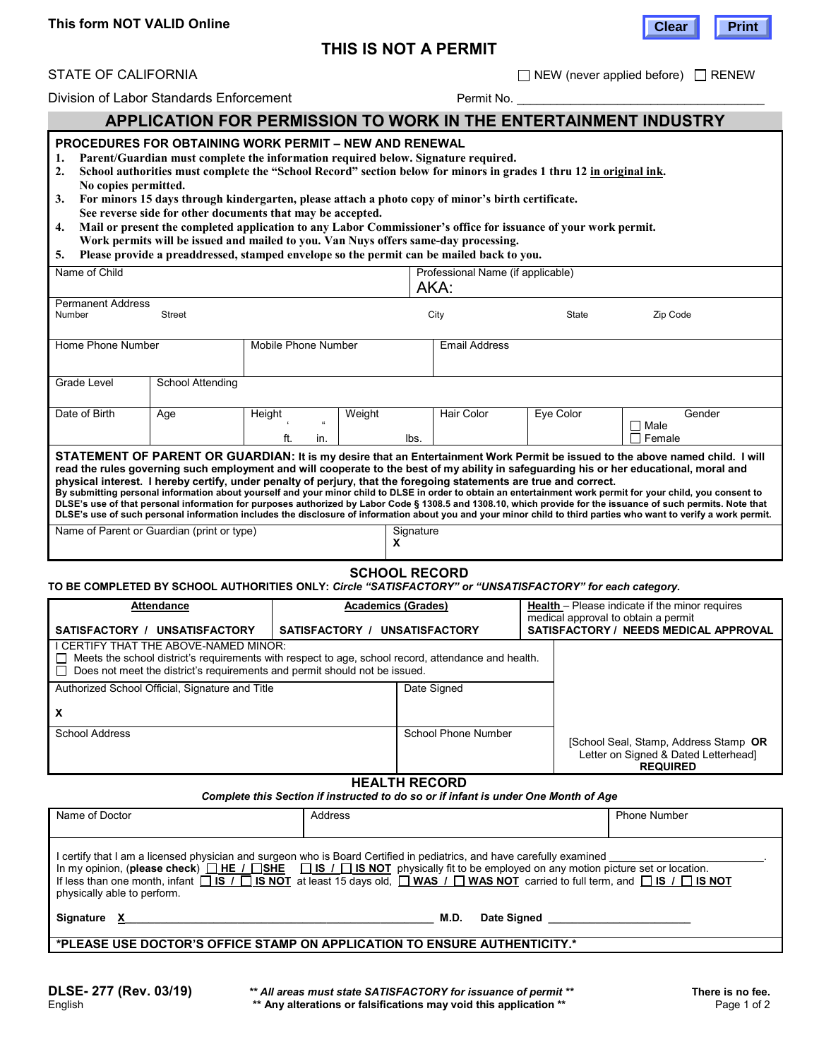**This form NOT VALID Online**

Clear Print

# THIS IS NOT A PERMIT

STATE OF CALIFORNIA ☐ NEW (never applied before) ☐ RENEW

Division of Labor Standards Enforcement Permit No. ______________________________

## APPLICATION FOR PERMISSION TO WORK IN THE ENTERTAINMENT INDUSTRY

### PROCEDURES FOR OBTAINING WORK PERMIT – NEW AND RENEWAL

1. **Parent/Guardian must complete the information required below. Signature required.**
2. **School authorities must complete the "School Record" section below for minors in grades 1 thru 12 <u>in original ink</u>. No copies permitted.**
3. **For minors 15 days through kindergarten, please attach a photo copy of minor's birth certificate. See reverse side for other documents that may be accepted.**
4. **Mail or present the completed application to any Labor Commissioner's office for issuance of your work permit. Work permits will be issued and mailed to you. Van Nuys offers same-day processing.**
5. **Please provide a preaddressed, stamped envelope so the permit can be mailed back to you.**

| Name of Child | Professional Name (if applicable) AKA: |
|---|---|
| | |

| Permanent Address Number | Street | City | State | Zip Code |
|---|---|---|---|---|
| | | | | |

| Home Phone Number | Mobile Phone Number | Email Address |
|---|---|---|
| | | |

| Grade Level | School Attending |
|---|---|
| | |

| Date of Birth | Age | Height ' " ft. in. | Weight lbs. | Hair Color | Eye Color | Gender ☐ Male ☐ Female |
|---|---|---|---|---|---|---|
| | | | | | | |

**STATEMENT OF PARENT OR GUARDIAN: It is my desire that an Entertainment Work Permit be issued to the above named child. I will read the rules governing such employment and will cooperate to the best of my ability in safeguarding his or her educational, moral and physical interest. I hereby certify, under penalty of perjury, that the foregoing statements are true and correct.**

**By submitting personal information about yourself and your minor child to DLSE in order to obtain an entertainment work permit for your child, you consent to DLSE's use of that personal information for purposes authorized by Labor Code § 1308.5 and 1308.10, which provide for the issuance of such permits. Note that DLSE's use of such personal information includes the disclosure of information about you and your minor child to third parties who want to verify a work permit.**

| Name of Parent or Guardian (print or type) | Signature |
|---|---|
| | **X** |

## SCHOOL RECORD

**TO BE COMPLETED BY SCHOOL AUTHORITIES ONLY:** ***Circle "SATISFACTORY" or "UNSATISFACTORY" for each category.***

| **<u>Attendance</u>** | **<u>Academics (Grades)</u>** | **<u>Health</u>** – Please indicate if the minor requires medical approval to obtain a permit |
|---|---|---|
| **SATISFACTORY / UNSATISFACTORY** | **SATISFACTORY / UNSATISFACTORY** | **SATISFACTORY / NEEDS MEDICAL APPROVAL** |

I CERTIFY THAT THE ABOVE-NAMED MINOR:

☐ Meets the school district's requirements with respect to age, school record, attendance and health.

☐ Does not meet the district's requirements and permit should not be issued.

| Authorized School Official, Signature and Title | Date Signed |
|---|---|
| **X** | |
| **School Address** | **School Phone Number** |
| | |

[School Seal, Stamp, Address Stamp **OR** Letter on Signed & Dated Letterhead] **REQUIRED**

## HEALTH RECORD

***Complete this Section if instructed to do so or if infant is under One Month of Age***

| Name of Doctor | Address | Phone Number |
|---|---|---|
| | | |

I certify that I am a licensed physician and surgeon who is Board Certified in pediatrics, and have carefully examined ______________________.

In my opinion, (**please check**) ☐ **HE** / ☐ **SHE** ☐ **IS** / ☐ **IS NOT** physically fit to be employed on any motion picture set or location.

If less than one month, infant ☐ **IS** / ☐ **IS NOT** at least 15 days old, ☐ **WAS** / ☐ **WAS NOT** carried to full term, and ☐ **IS** / ☐ **IS NOT** physically able to perform.

**Signature X**________________________________________ **M.D. Date Signed** ____________________

**\*PLEASE USE DOCTOR'S OFFICE STAMP ON APPLICATION TO ENSURE AUTHENTICITY.\***

**DLSE- 277 (Rev. 03/19)**
English

***\*\* All areas must state SATISFACTORY for issuance of permit \*\****
**\*\* Any alterations or falsifications may void this application \*\***

**There is no fee.**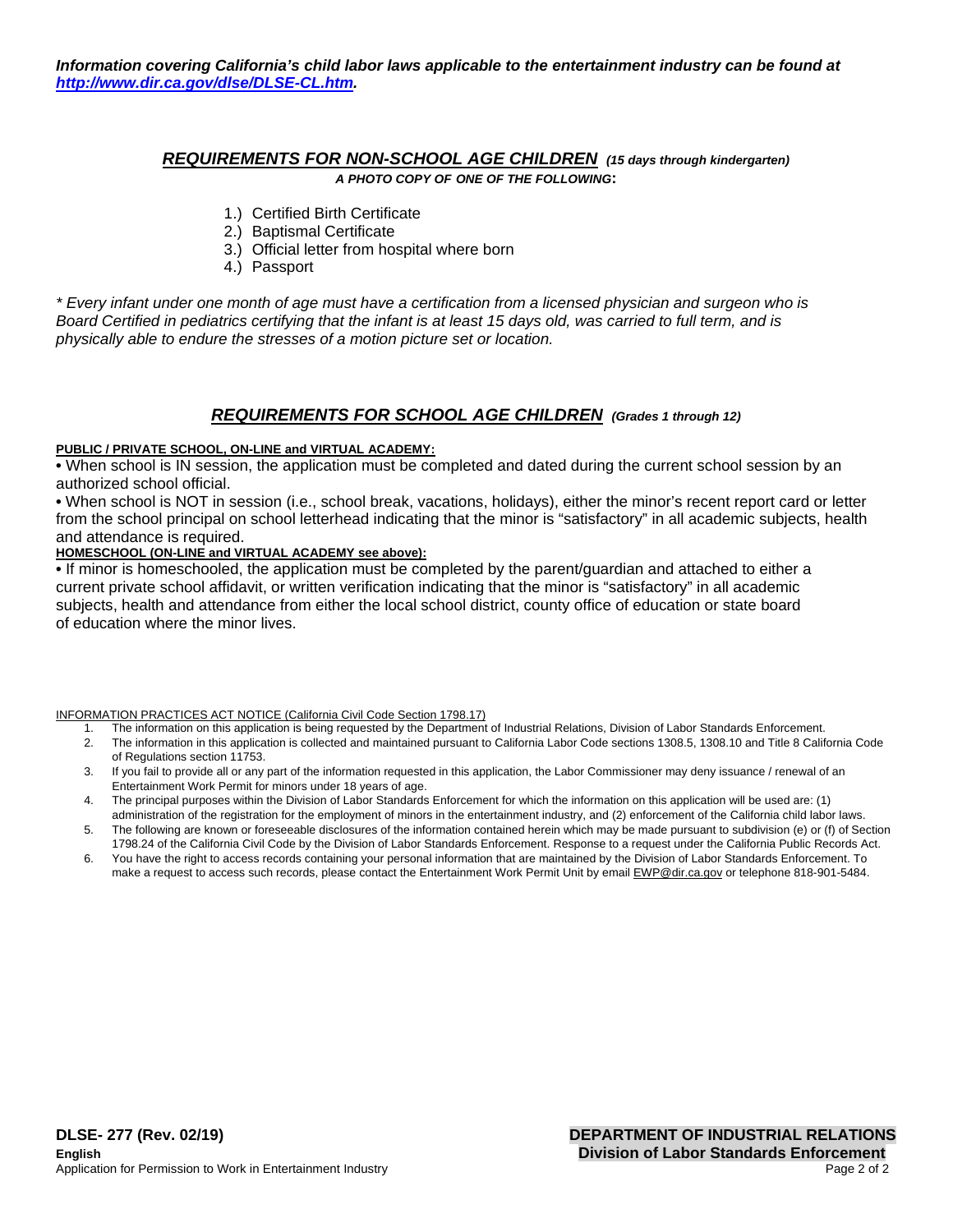***Information covering California's child labor laws applicable to the entertainment industry can be found at [http://www.dir.ca.gov/dlse/DLSE-CL.htm](http://www.dir.ca.gov/dlse/DLSE-CL.htm).***

## ***REQUIREMENTS FOR NON-SCHOOL AGE CHILDREN*** *(15 days through kindergarten)*

***A PHOTO COPY OF ONE OF THE FOLLOWING*:**

1.) Certified Birth Certificate
2.) Baptismal Certificate
3.) Official letter from hospital where born
4.) Passport

*\* Every infant under one month of age must have a certification from a licensed physician and surgeon who is Board Certified in pediatrics certifying that the infant is at least 15 days old, was carried to full term, and is physically able to endure the stresses of a motion picture set or location.*

## ***REQUIREMENTS FOR SCHOOL AGE CHILDREN*** *(Grades 1 through 12)*

**PUBLIC / PRIVATE SCHOOL, ON-LINE and VIRTUAL ACADEMY:**

• When school is IN session, the application must be completed and dated during the current school session by an authorized school official.

• When school is NOT in session (i.e., school break, vacations, holidays), either the minor's recent report card or letter from the school principal on school letterhead indicating that the minor is "satisfactory" in all academic subjects, health and attendance is required.

**HOMESCHOOL (ON-LINE and VIRTUAL ACADEMY see above):**

• If minor is homeschooled, the application must be completed by the parent/guardian and attached to either a current private school affidavit, or written verification indicating that the minor is "satisfactory" in all academic subjects, health and attendance from either the local school district, county office of education or state board of education where the minor lives.

INFORMATION PRACTICES ACT NOTICE (California Civil Code Section 1798.17)

1. The information on this application is being requested by the Department of Industrial Relations, Division of Labor Standards Enforcement.
2. The information in this application is collected and maintained pursuant to California Labor Code sections 1308.5, 1308.10 and Title 8 California Code of Regulations section 11753.
3. If you fail to provide all or any part of the information requested in this application, the Labor Commissioner may deny issuance / renewal of an Entertainment Work Permit for minors under 18 years of age.
4. The principal purposes within the Division of Labor Standards Enforcement for which the information on this application will be used are: (1) administration of the registration for the employment of minors in the entertainment industry, and (2) enforcement of the California child labor laws.
5. The following are known or foreseeable disclosures of the information contained herein which may be made pursuant to subdivision (e) or (f) of Section 1798.24 of the California Civil Code by the Division of Labor Standards Enforcement. Response to a request under the California Public Records Act.
6. You have the right to access records containing your personal information that are maintained by the Division of Labor Standards Enforcement. To make a request to access such records, please contact the Entertainment Work Permit Unit by email EWP@dir.ca.gov or telephone 818-901-5484.

**DLSE- 277 (Rev. 02/19)**
**English**
Application for Permission to Work in Entertainment Industry

**DEPARTMENT OF INDUSTRIAL RELATIONS**
**Division of Labor Standards Enforcement**